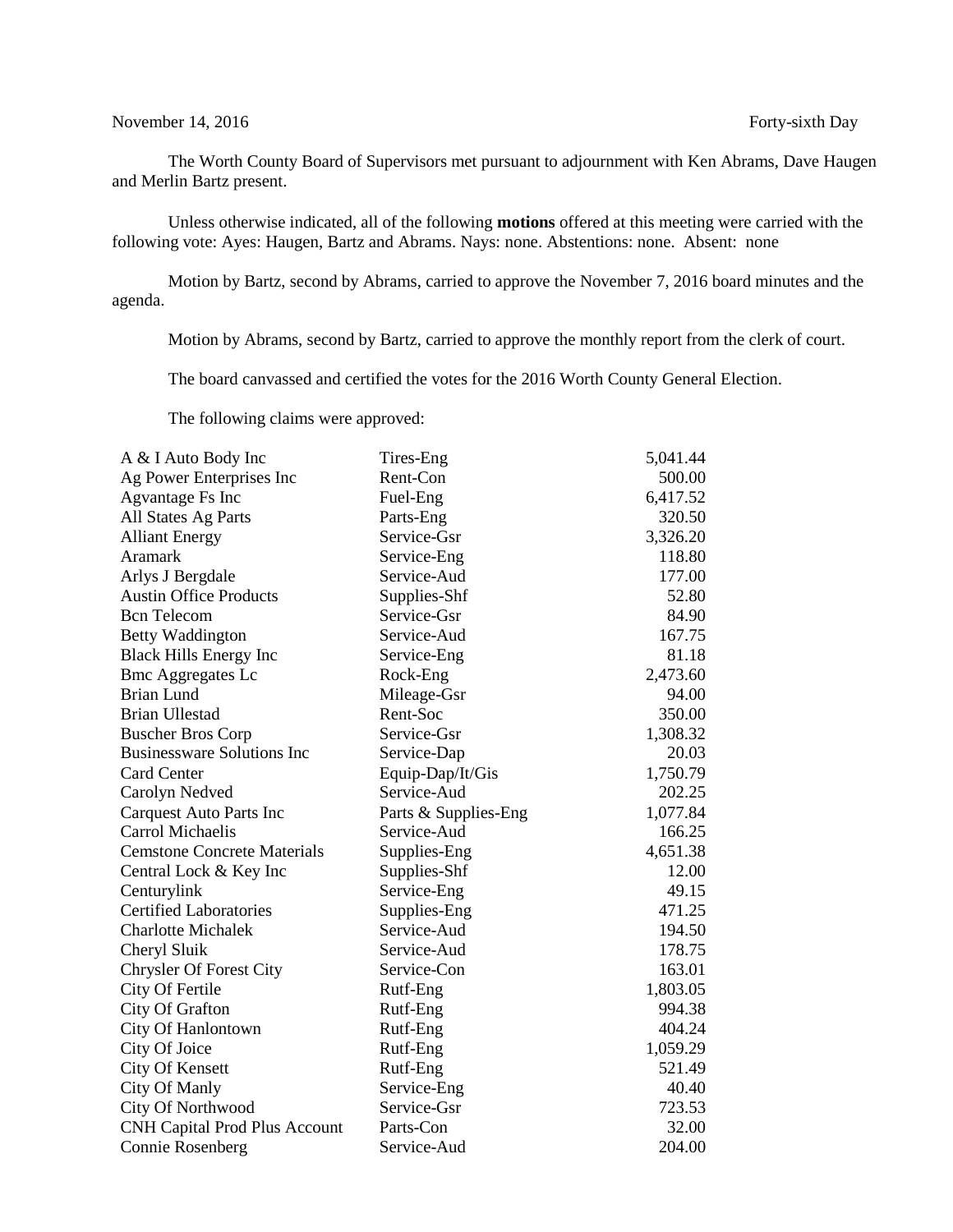November 14, 2016 Forty-sixth Day

The Worth County Board of Supervisors met pursuant to adjournment with Ken Abrams, Dave Haugen and Merlin Bartz present.

Unless otherwise indicated, all of the following **motions** offered at this meeting were carried with the following vote: Ayes: Haugen, Bartz and Abrams. Nays: none. Abstentions: none. Absent: none

Motion by Bartz, second by Abrams, carried to approve the November 7, 2016 board minutes and the agenda.

Motion by Abrams, second by Bartz, carried to approve the monthly report from the clerk of court.

The board canvassed and certified the votes for the 2016 Worth County General Election.

The following claims were approved:

| | | |
|---|---|---|
| A & I Auto Body Inc | Tires-Eng | 5,041.44 |
| Ag Power Enterprises Inc | Rent-Con | 500.00 |
| Agvantage Fs Inc | Fuel-Eng | 6,417.52 |
| All States Ag Parts | Parts-Eng | 320.50 |
| Alliant Energy | Service-Gsr | 3,326.20 |
| Aramark | Service-Eng | 118.80 |
| Arlys J Bergdale | Service-Aud | 177.00 |
| Austin Office Products | Supplies-Shf | 52.80 |
| Bcn Telecom | Service-Gsr | 84.90 |
| Betty Waddington | Service-Aud | 167.75 |
| Black Hills Energy Inc | Service-Eng | 81.18 |
| Bmc Aggregates Lc | Rock-Eng | 2,473.60 |
| Brian Lund | Mileage-Gsr | 94.00 |
| Brian Ullestad | Rent-Soc | 350.00 |
| Buscher Bros Corp | Service-Gsr | 1,308.32 |
| Businessware Solutions Inc | Service-Dap | 20.03 |
| Card Center | Equip-Dap/It/Gis | 1,750.79 |
| Carolyn Nedved | Service-Aud | 202.25 |
| Carquest Auto Parts Inc | Parts & Supplies-Eng | 1,077.84 |
| Carrol Michaelis | Service-Aud | 166.25 |
| Cemstone Concrete Materials | Supplies-Eng | 4,651.38 |
| Central Lock & Key Inc | Supplies-Shf | 12.00 |
| Centurylink | Service-Eng | 49.15 |
| Certified Laboratories | Supplies-Eng | 471.25 |
| Charlotte Michalek | Service-Aud | 194.50 |
| Cheryl Sluik | Service-Aud | 178.75 |
| Chrysler Of Forest City | Service-Con | 163.01 |
| City Of Fertile | Rutf-Eng | 1,803.05 |
| City Of Grafton | Rutf-Eng | 994.38 |
| City Of Hanlontown | Rutf-Eng | 404.24 |
| City Of Joice | Rutf-Eng | 1,059.29 |
| City Of Kensett | Rutf-Eng | 521.49 |
| City Of Manly | Service-Eng | 40.40 |
| City Of Northwood | Service-Gsr | 723.53 |
| CNH Capital Prod Plus Account | Parts-Con | 32.00 |
| Connie Rosenberg | Service-Aud | 204.00 |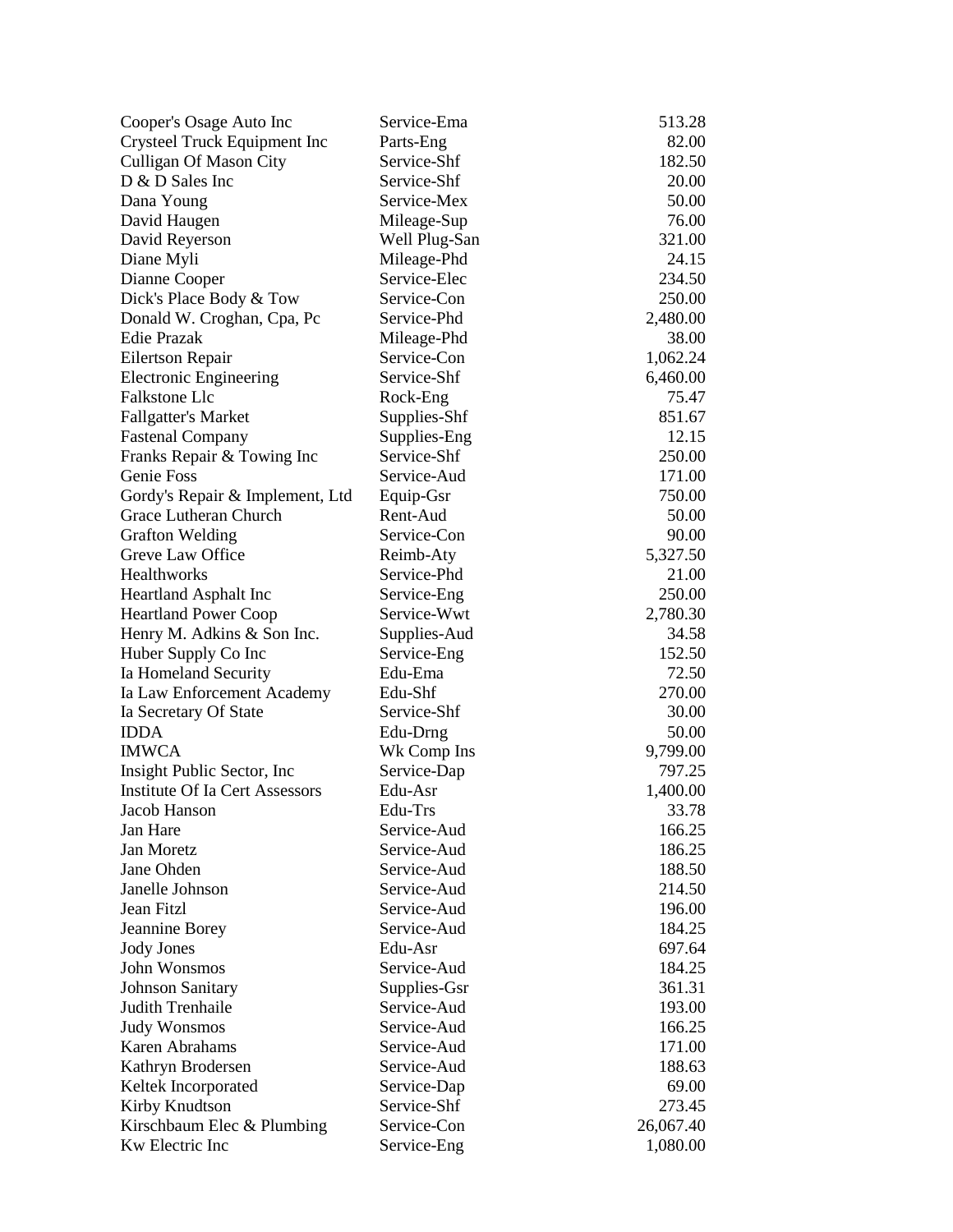| | | |
|---|---|---|
| Cooper's Osage Auto Inc | Service-Ema | 513.28 |
| Crysteel Truck Equipment Inc | Parts-Eng | 82.00 |
| Culligan Of Mason City | Service-Shf | 182.50 |
| D & D Sales Inc | Service-Shf | 20.00 |
| Dana Young | Service-Mex | 50.00 |
| David Haugen | Mileage-Sup | 76.00 |
| David Reyerson | Well Plug-San | 321.00 |
| Diane Myli | Mileage-Phd | 24.15 |
| Dianne Cooper | Service-Elec | 234.50 |
| Dick's Place Body & Tow | Service-Con | 250.00 |
| Donald W. Croghan, Cpa, Pc | Service-Phd | 2,480.00 |
| Edie Prazak | Mileage-Phd | 38.00 |
| Eilertson Repair | Service-Con | 1,062.24 |
| Electronic Engineering | Service-Shf | 6,460.00 |
| Falkstone Llc | Rock-Eng | 75.47 |
| Fallgatter's Market | Supplies-Shf | 851.67 |
| Fastenal Company | Supplies-Eng | 12.15 |
| Franks Repair & Towing Inc | Service-Shf | 250.00 |
| Genie Foss | Service-Aud | 171.00 |
| Gordy's Repair & Implement, Ltd | Equip-Gsr | 750.00 |
| Grace Lutheran Church | Rent-Aud | 50.00 |
| Grafton Welding | Service-Con | 90.00 |
| Greve Law Office | Reimb-Aty | 5,327.50 |
| Healthworks | Service-Phd | 21.00 |
| Heartland Asphalt Inc | Service-Eng | 250.00 |
| Heartland Power Coop | Service-Wwt | 2,780.30 |
| Henry M. Adkins & Son Inc. | Supplies-Aud | 34.58 |
| Huber Supply Co Inc | Service-Eng | 152.50 |
| Ia Homeland Security | Edu-Ema | 72.50 |
| Ia Law Enforcement Academy | Edu-Shf | 270.00 |
| Ia Secretary Of State | Service-Shf | 30.00 |
| IDDA | Edu-Drng | 50.00 |
| IMWCA | Wk Comp Ins | 9,799.00 |
| Insight Public Sector, Inc | Service-Dap | 797.25 |
| Institute Of Ia Cert Assessors | Edu-Asr | 1,400.00 |
| Jacob Hanson | Edu-Trs | 33.78 |
| Jan Hare | Service-Aud | 166.25 |
| Jan Moretz | Service-Aud | 186.25 |
| Jane Ohden | Service-Aud | 188.50 |
| Janelle Johnson | Service-Aud | 214.50 |
| Jean Fitzl | Service-Aud | 196.00 |
| Jeannine Borey | Service-Aud | 184.25 |
| Jody Jones | Edu-Asr | 697.64 |
| John Wonsmos | Service-Aud | 184.25 |
| Johnson Sanitary | Supplies-Gsr | 361.31 |
| Judith Trenhaile | Service-Aud | 193.00 |
| Judy Wonsmos | Service-Aud | 166.25 |
| Karen Abrahams | Service-Aud | 171.00 |
| Kathryn Brodersen | Service-Aud | 188.63 |
| Keltek Incorporated | Service-Dap | 69.00 |
| Kirby Knudtson | Service-Shf | 273.45 |
| Kirschbaum Elec & Plumbing | Service-Con | 26,067.40 |
| Kw Electric Inc | Service-Eng | 1,080.00 |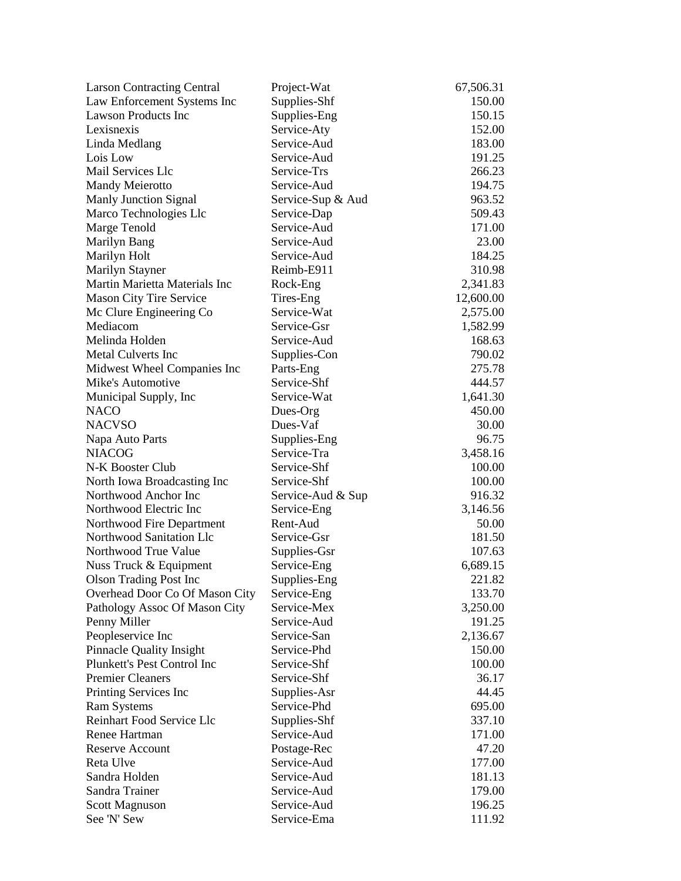| | | |
|---|---|---|
| Larson Contracting Central | Project-Wat | 67,506.31 |
| Law Enforcement Systems Inc | Supplies-Shf | 150.00 |
| Lawson Products Inc | Supplies-Eng | 150.15 |
| Lexisnexis | Service-Aty | 152.00 |
| Linda Medlang | Service-Aud | 183.00 |
| Lois Low | Service-Aud | 191.25 |
| Mail Services Llc | Service-Trs | 266.23 |
| Mandy Meierotto | Service-Aud | 194.75 |
| Manly Junction Signal | Service-Sup & Aud | 963.52 |
| Marco Technologies Llc | Service-Dap | 509.43 |
| Marge Tenold | Service-Aud | 171.00 |
| Marilyn Bang | Service-Aud | 23.00 |
| Marilyn Holt | Service-Aud | 184.25 |
| Marilyn Stayner | Reimb-E911 | 310.98 |
| Martin Marietta Materials Inc | Rock-Eng | 2,341.83 |
| Mason City Tire Service | Tires-Eng | 12,600.00 |
| Mc Clure Engineering Co | Service-Wat | 2,575.00 |
| Mediacom | Service-Gsr | 1,582.99 |
| Melinda Holden | Service-Aud | 168.63 |
| Metal Culverts Inc | Supplies-Con | 790.02 |
| Midwest Wheel Companies Inc | Parts-Eng | 275.78 |
| Mike's Automotive | Service-Shf | 444.57 |
| Municipal Supply, Inc | Service-Wat | 1,641.30 |
| NACO | Dues-Org | 450.00 |
| NACVSO | Dues-Vaf | 30.00 |
| Napa Auto Parts | Supplies-Eng | 96.75 |
| NIACOG | Service-Tra | 3,458.16 |
| N-K Booster Club | Service-Shf | 100.00 |
| North Iowa Broadcasting Inc | Service-Shf | 100.00 |
| Northwood Anchor Inc | Service-Aud & Sup | 916.32 |
| Northwood Electric Inc | Service-Eng | 3,146.56 |
| Northwood Fire Department | Rent-Aud | 50.00 |
| Northwood Sanitation Llc | Service-Gsr | 181.50 |
| Northwood True Value | Supplies-Gsr | 107.63 |
| Nuss Truck & Equipment | Service-Eng | 6,689.15 |
| Olson Trading Post Inc | Supplies-Eng | 221.82 |
| Overhead Door Co Of Mason City | Service-Eng | 133.70 |
| Pathology Assoc Of Mason City | Service-Mex | 3,250.00 |
| Penny Miller | Service-Aud | 191.25 |
| Peopleservice Inc | Service-San | 2,136.67 |
| Pinnacle Quality Insight | Service-Phd | 150.00 |
| Plunkett's Pest Control Inc | Service-Shf | 100.00 |
| Premier Cleaners | Service-Shf | 36.17 |
| Printing Services Inc | Supplies-Asr | 44.45 |
| Ram Systems | Service-Phd | 695.00 |
| Reinhart Food Service Llc | Supplies-Shf | 337.10 |
| Renee Hartman | Service-Aud | 171.00 |
| Reserve Account | Postage-Rec | 47.20 |
| Reta Ulve | Service-Aud | 177.00 |
| Sandra Holden | Service-Aud | 181.13 |
| Sandra Trainer | Service-Aud | 179.00 |
| Scott Magnuson | Service-Aud | 196.25 |
| See 'N' Sew | Service-Ema | 111.92 |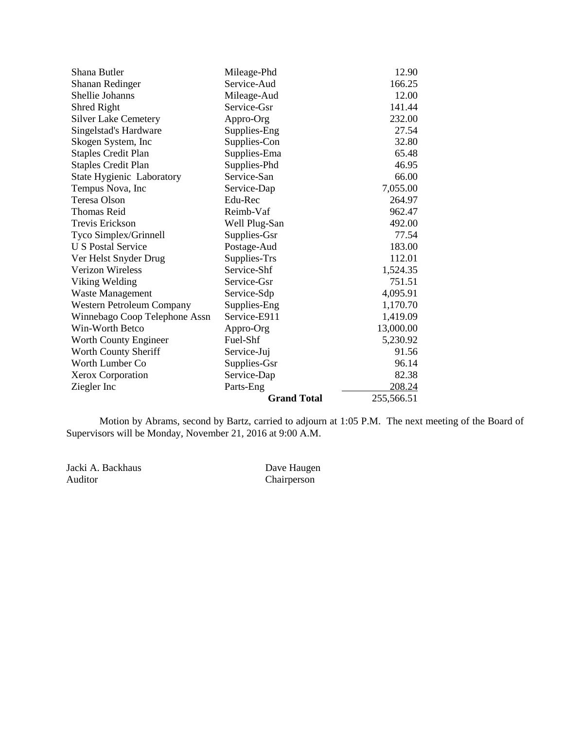| | | |
|---|---|---|
| Shana Butler | Mileage-Phd | 12.90 |
| Shanan Redinger | Service-Aud | 166.25 |
| Shellie Johanns | Mileage-Aud | 12.00 |
| Shred Right | Service-Gsr | 141.44 |
| Silver Lake Cemetery | Appro-Org | 232.00 |
| Singelstad's Hardware | Supplies-Eng | 27.54 |
| Skogen System, Inc | Supplies-Con | 32.80 |
| Staples Credit Plan | Supplies-Ema | 65.48 |
| Staples Credit Plan | Supplies-Phd | 46.95 |
| State Hygienic Laboratory | Service-San | 66.00 |
| Tempus Nova, Inc | Service-Dap | 7,055.00 |
| Teresa Olson | Edu-Rec | 264.97 |
| Thomas Reid | Reimb-Vaf | 962.47 |
| Trevis Erickson | Well Plug-San | 492.00 |
| Tyco Simplex/Grinnell | Supplies-Gsr | 77.54 |
| U S Postal Service | Postage-Aud | 183.00 |
| Ver Helst Snyder Drug | Supplies-Trs | 112.01 |
| Verizon Wireless | Service-Shf | 1,524.35 |
| Viking Welding | Service-Gsr | 751.51 |
| Waste Management | Service-Sdp | 4,095.91 |
| Western Petroleum Company | Supplies-Eng | 1,170.70 |
| Winnebago Coop Telephone Assn | Service-E911 | 1,419.09 |
| Win-Worth Betco | Appro-Org | 13,000.00 |
| Worth County Engineer | Fuel-Shf | 5,230.92 |
| Worth County Sheriff | Service-Juj | 91.56 |
| Worth Lumber Co | Supplies-Gsr | 96.14 |
| Xerox Corporation | Service-Dap | 82.38 |
| Ziegler Inc | Parts-Eng | 208.24 |
| | **Grand Total** | 255,566.51 |

Motion by Abrams, second by Bartz, carried to adjourn at 1:05 P.M. The next meeting of the Board of Supervisors will be Monday, November 21, 2016 at 9:00 A.M.

Jacki A. Backhaus
Auditor

Dave Haugen
Chairperson